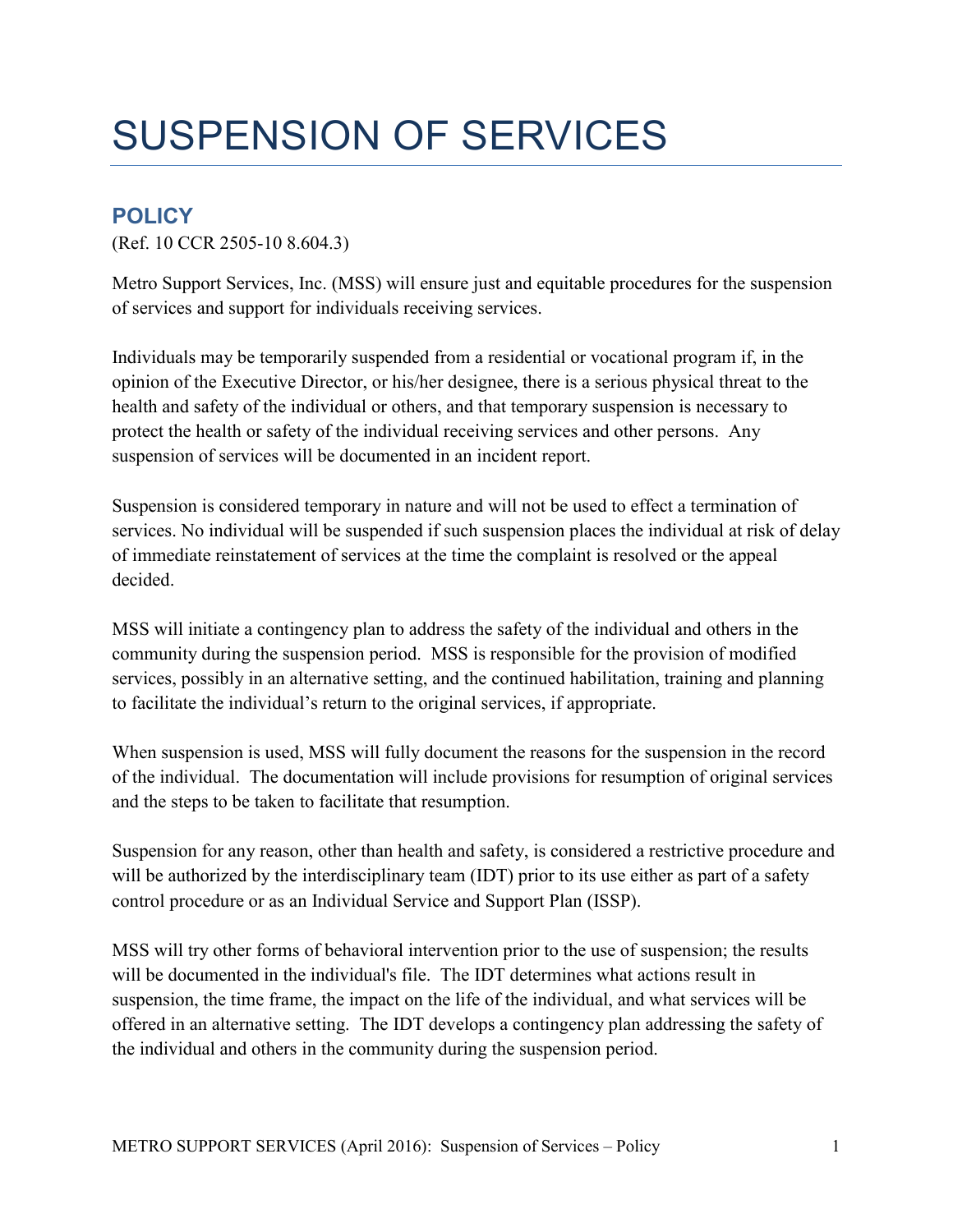# SUSPENSION OF SERVICES

## POLICY

(Ref. 10 CCR 2505-10 8.604.3)

Metro Support Services, Inc. (MSS) will ensure just and equitable procedures for the suspension of services and support for individuals receiving services.

Individuals may be temporarily suspended from a residential or vocational program if, in the opinion of the Executive Director, or his/her designee, there is a serious physical threat to the health and safety of the individual or others, and that temporary suspension is necessary to protect the health or safety of the individual receiving services and other persons. Any suspension of services will be documented in an incident report.

Suspension is considered temporary in nature and will not be used to effect a termination of services. No individual will be suspended if such suspension places the individual at risk of delay of immediate reinstatement of services at the time the complaint is resolved or the appeal decided.

MSS will initiate a contingency plan to address the safety of the individual and others in the community during the suspension period. MSS is responsible for the provision of modified services, possibly in an alternative setting, and the continued habilitation, training and planning to facilitate the individual's return to the original services, if appropriate.

When suspension is used, MSS will fully document the reasons for the suspension in the record of the individual. The documentation will include provisions for resumption of original services and the steps to be taken to facilitate that resumption.

Suspension for any reason, other than health and safety, is considered a restrictive procedure and will be authorized by the interdisciplinary team (IDT) prior to its use either as part of a safety control procedure or as an Individual Service and Support Plan (ISSP).

MSS will try other forms of behavioral intervention prior to the use of suspension; the results will be documented in the individual's file. The IDT determines what actions result in suspension, the time frame, the impact on the life of the individual, and what services will be offered in an alternative setting. The IDT develops a contingency plan addressing the safety of the individual and others in the community during the suspension period.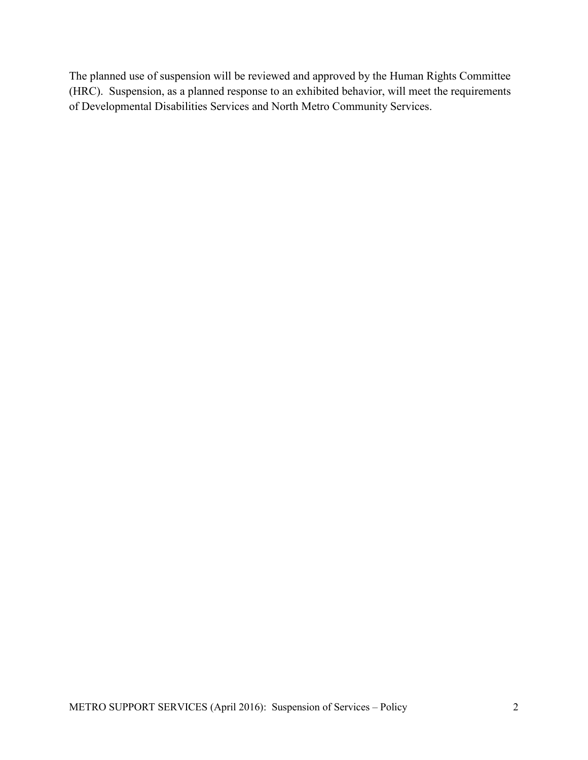The planned use of suspension will be reviewed and approved by the Human Rights Committee (HRC). Suspension, as a planned response to an exhibited behavior, will meet the requirements of Developmental Disabilities Services and North Metro Community Services.